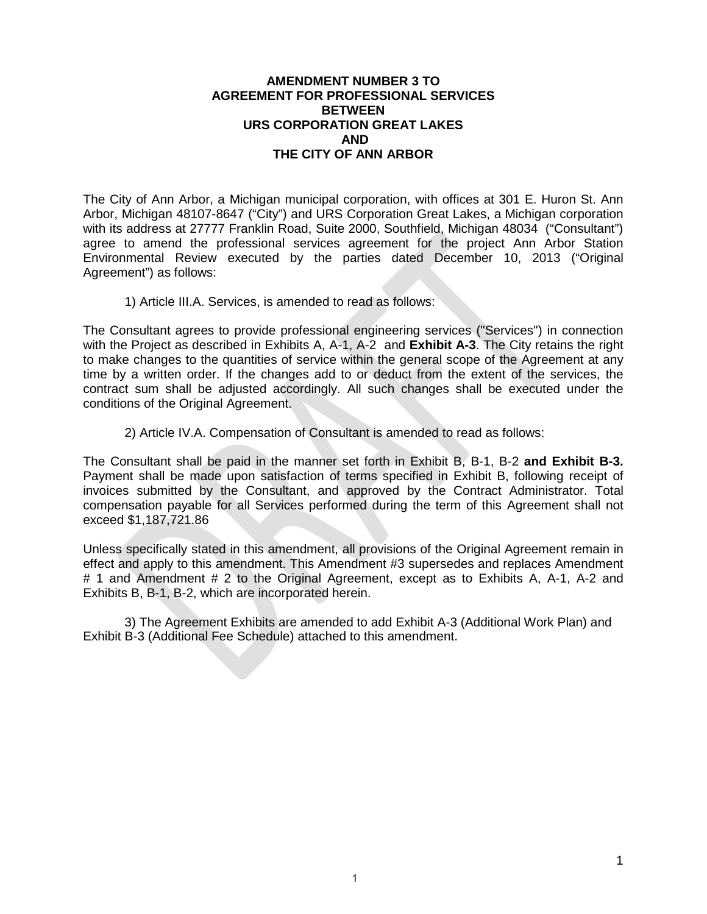# AMENDMENT NUMBER 3 TO AGREEMENT FOR PROFESSIONAL SERVICES BETWEEN URS CORPORATION GREAT LAKES AND THE CITY OF ANN ARBOR

The City of Ann Arbor, a Michigan municipal corporation, with offices at 301 E. Huron St. Ann Arbor, Michigan 48107-8647 ("City") and URS Corporation Great Lakes, a Michigan corporation with its address at 27777 Franklin Road, Suite 2000, Southfield, Michigan 48034 ("Consultant") agree to amend the professional services agreement for the project Ann Arbor Station Environmental Review executed by the parties dated December 10, 2013 ("Original Agreement") as follows:

1) Article III.A. Services, is amended to read as follows:

The Consultant agrees to provide professional engineering services ("Services") in connection with the Project as described in Exhibits A, A-1, A-2 and **Exhibit A-3**. The City retains the right to make changes to the quantities of service within the general scope of the Agreement at any time by a written order. If the changes add to or deduct from the extent of the services, the contract sum shall be adjusted accordingly. All such changes shall be executed under the conditions of the Original Agreement.

2) Article IV.A. Compensation of Consultant is amended to read as follows:

The Consultant shall be paid in the manner set forth in Exhibit B, B-1, B-2 **and Exhibit B-3.** Payment shall be made upon satisfaction of terms specified in Exhibit B, following receipt of invoices submitted by the Consultant, and approved by the Contract Administrator. Total compensation payable for all Services performed during the term of this Agreement shall not exceed $1,187,721.86

Unless specifically stated in this amendment, all provisions of the Original Agreement remain in effect and apply to this amendment. This Amendment #3 supersedes and replaces Amendment # 1 and Amendment # 2 to the Original Agreement, except as to Exhibits A, A-1, A-2 and Exhibits B, B-1, B-2, which are incorporated herein.

3) The Agreement Exhibits are amended to add Exhibit A-3 (Additional Work Plan) and Exhibit B-3 (Additional Fee Schedule) attached to this amendment.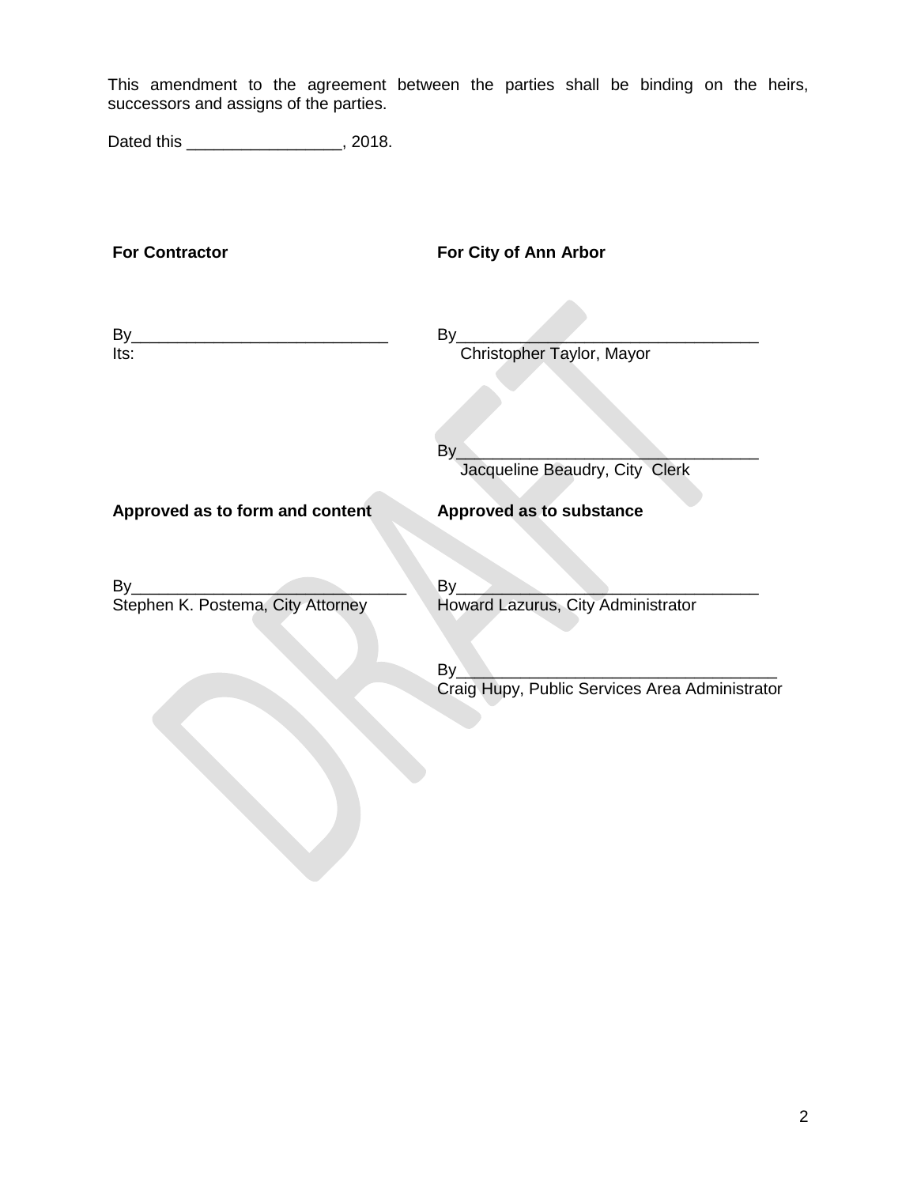This amendment to the agreement between the parties shall be binding on the heirs, successors and assigns of the parties.

Dated this _________________, 2018.

| **For Contractor** | **For City of Ann Arbor** |
| --- | --- |
| By____________________________<br>Its: | By_________________________________<br>Christopher Taylor, Mayor |
| | By_________________________________<br>Jacqueline Beaudry, City Clerk |
| **Approved as to form and content** | **Approved as to substance** |
| By______________________________<br>Stephen K. Postema, City Attorney | By_________________________________<br>Howard Lazurus, City Administrator |
| | By__________________________________<br>Craig Hupy, Public Services Area Administrator |

DRAFT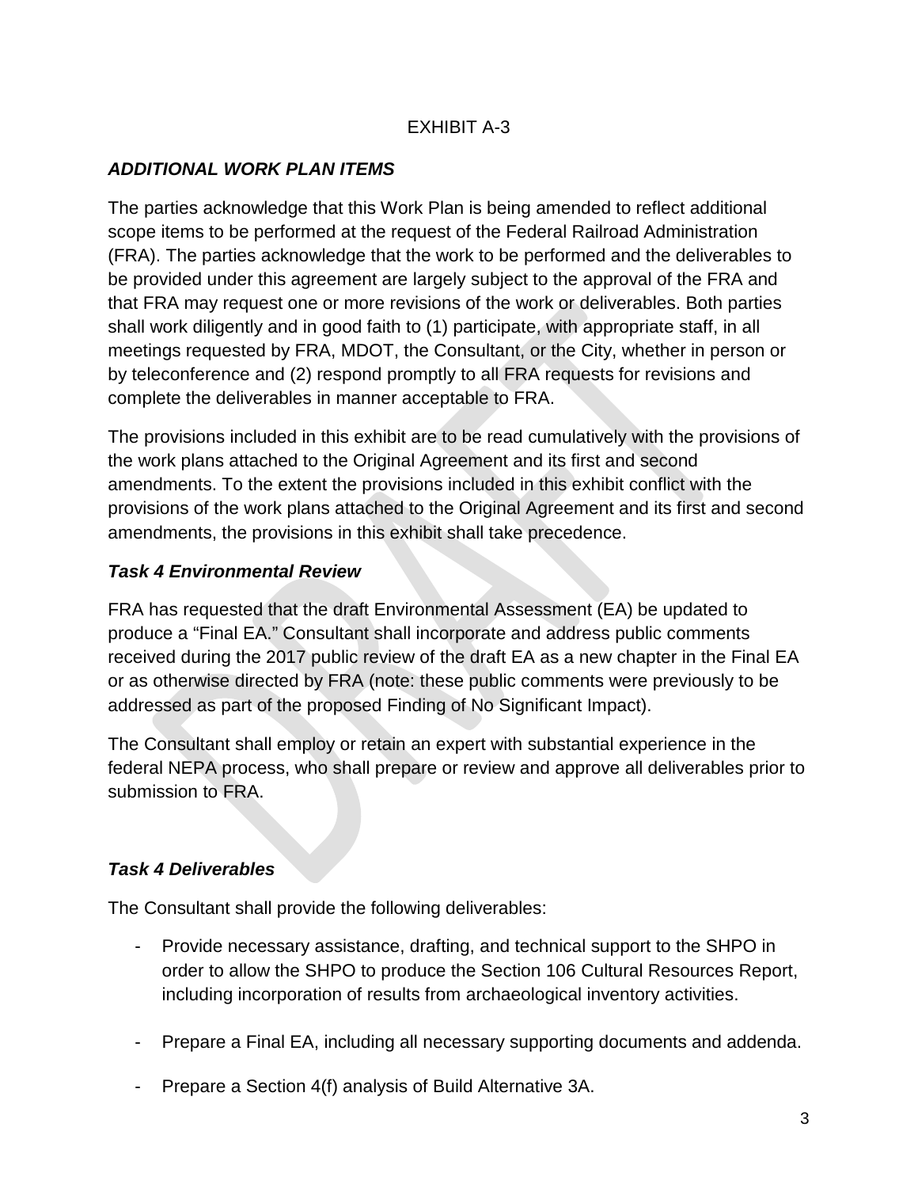EXHIBIT A-3

***ADDITIONAL WORK PLAN ITEMS***

The parties acknowledge that this Work Plan is being amended to reflect additional scope items to be performed at the request of the Federal Railroad Administration (FRA). The parties acknowledge that the work to be performed and the deliverables to be provided under this agreement are largely subject to the approval of the FRA and that FRA may request one or more revisions of the work or deliverables. Both parties shall work diligently and in good faith to (1) participate, with appropriate staff, in all meetings requested by FRA, MDOT, the Consultant, or the City, whether in person or by teleconference and (2) respond promptly to all FRA requests for revisions and complete the deliverables in manner acceptable to FRA.

The provisions included in this exhibit are to be read cumulatively with the provisions of the work plans attached to the Original Agreement and its first and second amendments. To the extent the provisions included in this exhibit conflict with the provisions of the work plans attached to the Original Agreement and its first and second amendments, the provisions in this exhibit shall take precedence.

***Task 4 Environmental Review***

FRA has requested that the draft Environmental Assessment (EA) be updated to produce a "Final EA." Consultant shall incorporate and address public comments received during the 2017 public review of the draft EA as a new chapter in the Final EA or as otherwise directed by FRA (note: these public comments were previously to be addressed as part of the proposed Finding of No Significant Impact).

The Consultant shall employ or retain an expert with substantial experience in the federal NEPA process, who shall prepare or review and approve all deliverables prior to submission to FRA.

***Task 4 Deliverables***

The Consultant shall provide the following deliverables:

- Provide necessary assistance, drafting, and technical support to the SHPO in order to allow the SHPO to produce the Section 106 Cultural Resources Report, including incorporation of results from archaeological inventory activities.

- Prepare a Final EA, including all necessary supporting documents and addenda.

- Prepare a Section 4(f) analysis of Build Alternative 3A.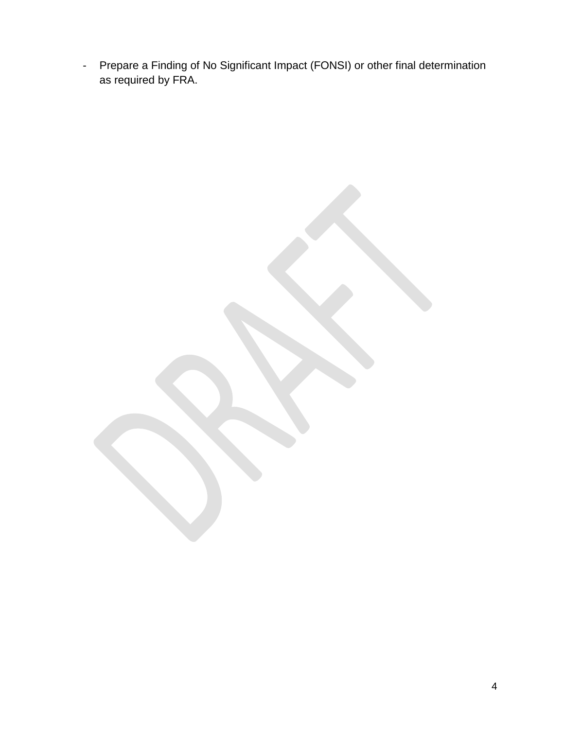- Prepare a Finding of No Significant Impact (FONSI) or other final determination as required by FRA.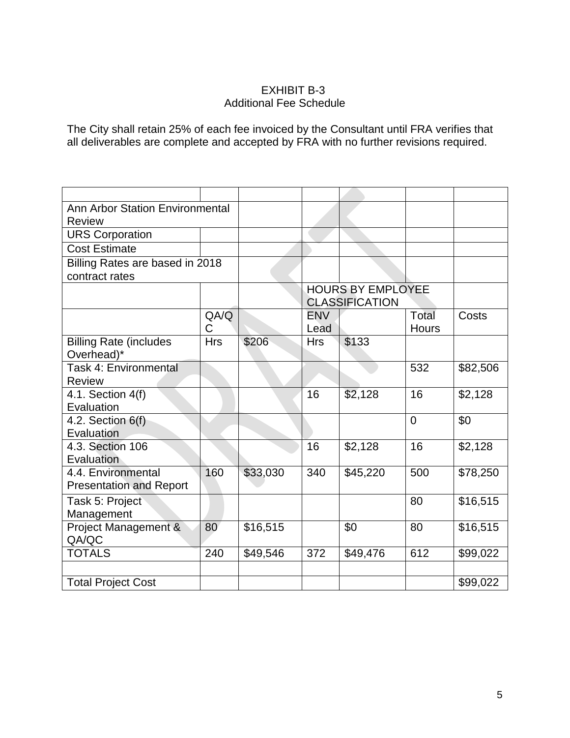EXHIBIT B-3
Additional Fee Schedule

The City shall retain 25% of each fee invoiced by the Consultant until FRA verifies that all deliverables are complete and accepted by FRA with no further revisions required.

| | | | | | | |
|---|---|---|---|---|---|---|
| Ann Arbor Station Environmental Review | | | | | | |
| URS Corporation | | | | | | |
| Cost Estimate | | | | | | |
| Billing Rates are based in 2018 contract rates | | | | | | |
| | | | HOURS BY EMPLOYEE CLASSIFICATION | | | |
| | QA/QC | | ENV Lead | | Total Hours | Costs |
| Billing Rate (includes Overhead)* | Hrs | $206 | Hrs | $133 | | |
| Task 4: Environmental Review | | | | | 532 | $82,506 |
| 4.1. Section 4(f) Evaluation | | | 16 | $2,128 | 16 | $2,128 |
| 4.2. Section 6(f) Evaluation | | | | | 0 | $0 |
| 4.3. Section 106 Evaluation | | | 16 | $2,128 | 16 | $2,128 |
| 4.4. Environmental Presentation and Report | 160 | $33,030 | 340 | $45,220 | 500 | $78,250 |
| Task 5: Project Management | | | | | 80 | $16,515 |
| Project Management & QA/QC | 80 | $16,515 | | $0 | 80 | $16,515 |
| TOTALS | 240 | $49,546 | 372 | $49,476 | 612 | $99,022 |
| | | | | | | |
| Total Project Cost | | | | | | $99,022 |